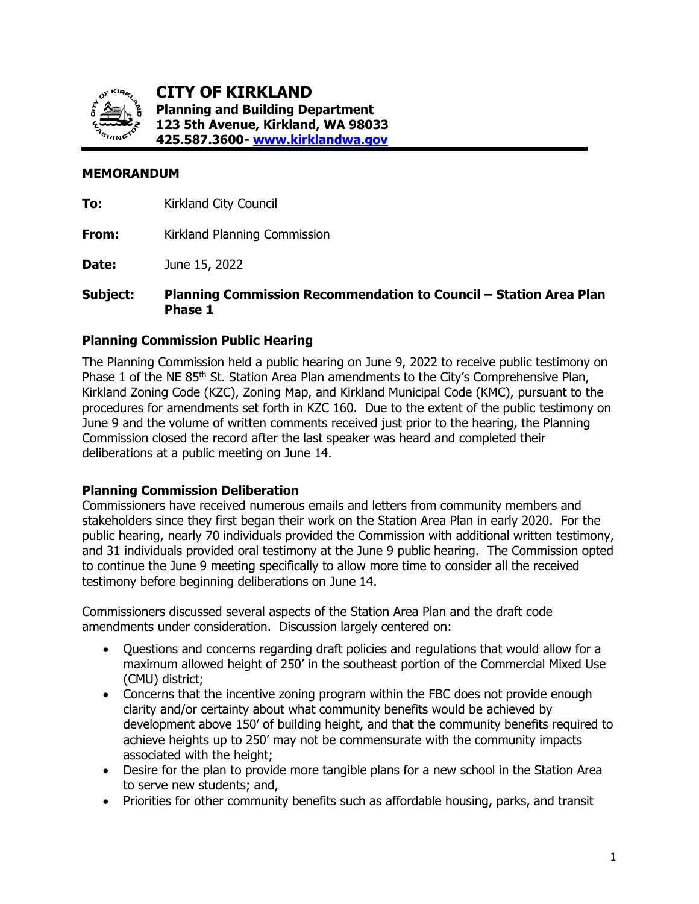# CITY OF KIRKLAND

**Planning and Building Department**
**123 5th Avenue, Kirkland, WA 98033**
**425.587.3600- [www.kirklandwa.gov](http://www.kirklandwa.gov)**

---

**MEMORANDUM**

**To:** Kirkland City Council

**From:** Kirkland Planning Commission

**Date:** June 15, 2022

**Subject:** **Planning Commission Recommendation to Council – Station Area Plan Phase 1**

### Planning Commission Public Hearing

The Planning Commission held a public hearing on June 9, 2022 to receive public testimony on Phase 1 of the NE 85th St. Station Area Plan amendments to the City's Comprehensive Plan, Kirkland Zoning Code (KZC), Zoning Map, and Kirkland Municipal Code (KMC), pursuant to the procedures for amendments set forth in KZC 160. Due to the extent of the public testimony on June 9 and the volume of written comments received just prior to the hearing, the Planning Commission closed the record after the last speaker was heard and completed their deliberations at a public meeting on June 14.

### Planning Commission Deliberation

Commissioners have received numerous emails and letters from community members and stakeholders since they first began their work on the Station Area Plan in early 2020. For the public hearing, nearly 70 individuals provided the Commission with additional written testimony, and 31 individuals provided oral testimony at the June 9 public hearing. The Commission opted to continue the June 9 meeting specifically to allow more time to consider all the received testimony before beginning deliberations on June 14.

Commissioners discussed several aspects of the Station Area Plan and the draft code amendments under consideration. Discussion largely centered on:

- Questions and concerns regarding draft policies and regulations that would allow for a maximum allowed height of 250' in the southeast portion of the Commercial Mixed Use (CMU) district;
- Concerns that the incentive zoning program within the FBC does not provide enough clarity and/or certainty about what community benefits would be achieved by development above 150' of building height, and that the community benefits required to achieve heights up to 250' may not be commensurate with the community impacts associated with the height;
- Desire for the plan to provide more tangible plans for a new school in the Station Area to serve new students; and,
- Priorities for other community benefits such as affordable housing, parks, and transit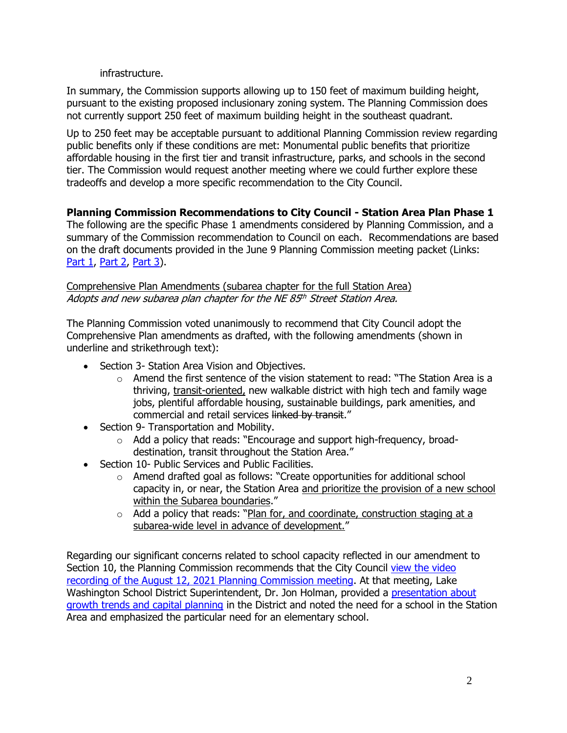infrastructure.

In summary, the Commission supports allowing up to 150 feet of maximum building height, pursuant to the existing proposed inclusionary zoning system. The Planning Commission does not currently support 250 feet of maximum building height in the southeast quadrant.

Up to 250 feet may be acceptable pursuant to additional Planning Commission review regarding public benefits only if these conditions are met: Monumental public benefits that prioritize affordable housing in the first tier and transit infrastructure, parks, and schools in the second tier. The Commission would request another meeting where we could further explore these tradeoffs and develop a more specific recommendation to the City Council.

**Planning Commission Recommendations to City Council - Station Area Plan Phase 1**

The following are the specific Phase 1 amendments considered by Planning Commission, and a summary of the Commission recommendation to Council on each. Recommendations are based on the draft documents provided in the June 9 Planning Commission meeting packet (Links: Part 1, Part 2, Part 3).

<u>Comprehensive Plan Amendments (subarea chapter for the full Station Area)</u>

*Adopts and new subarea plan chapter for the NE 85th Street Station Area.*

The Planning Commission voted unanimously to recommend that City Council adopt the Comprehensive Plan amendments as drafted, with the following amendments (shown in underline and strikethrough text):

- Section 3- Station Area Vision and Objectives.
    - Amend the first sentence of the vision statement to read: "The Station Area is a thriving, <u>transit-oriented,</u> new walkable district with high tech and family wage jobs, plentiful affordable housing, sustainable buildings, park amenities, and commercial and retail services ~~linked by transit~~."
- Section 9- Transportation and Mobility.
    - Add a policy that reads: "Encourage and support high-frequency, broad-destination, transit throughout the Station Area."
- Section 10- Public Services and Public Facilities.
    - Amend drafted goal as follows: "Create opportunities for additional school capacity in, or near, the Station Area <u>and prioritize the provision of a new school within the Subarea boundaries</u>."
    - Add a policy that reads: "<u>Plan for, and coordinate, construction staging at a subarea-wide level in advance of development.</u>"

Regarding our significant concerns related to school capacity reflected in our amendment to Section 10, the Planning Commission recommends that the City Council view the video recording of the August 12, 2021 Planning Commission meeting. At that meeting, Lake Washington School District Superintendent, Dr. Jon Holman, provided a presentation about growth trends and capital planning in the District and noted the need for a school in the Station Area and emphasized the particular need for an elementary school.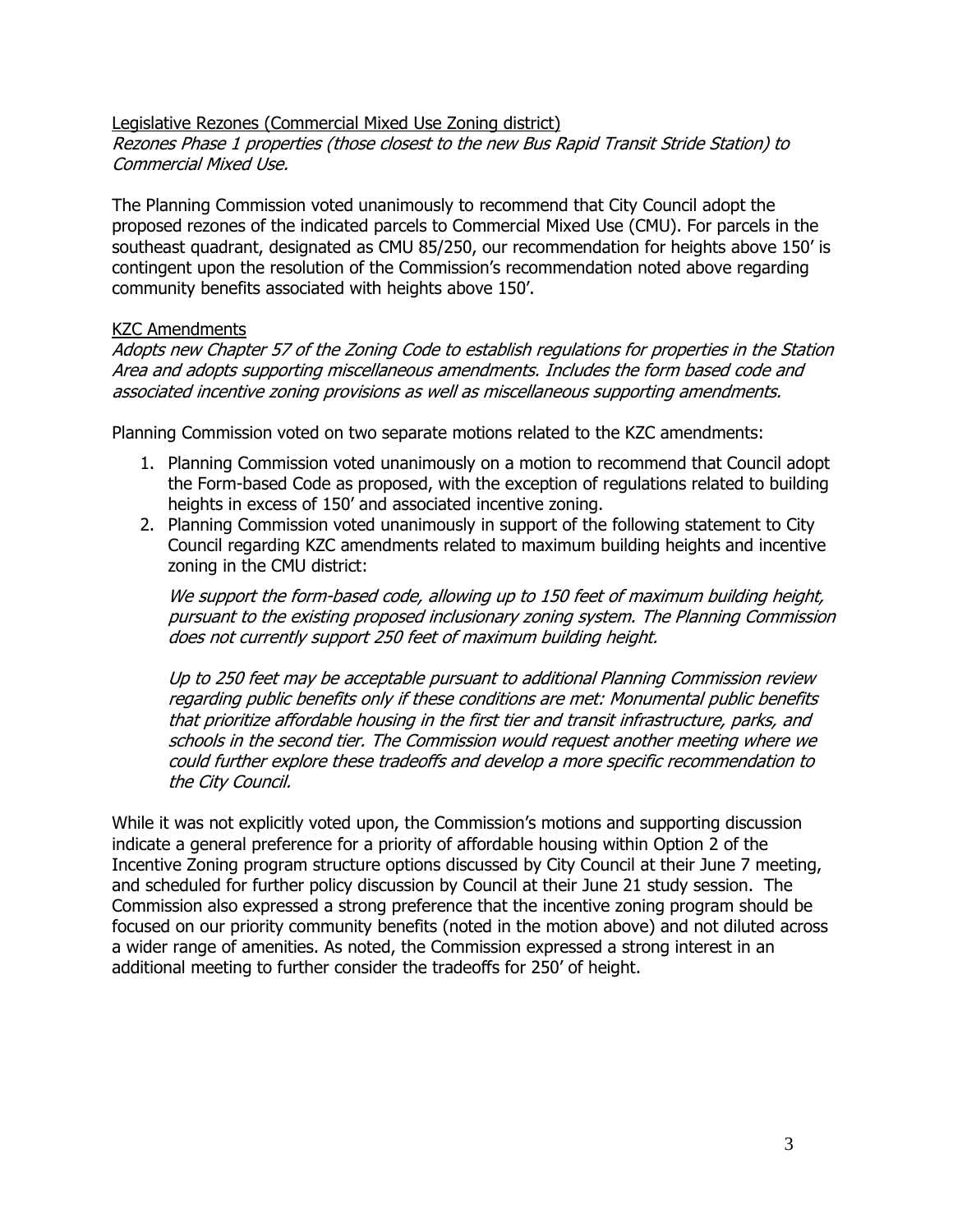Legislative Rezones (Commercial Mixed Use Zoning district)

*Rezones Phase 1 properties (those closest to the new Bus Rapid Transit Stride Station) to Commercial Mixed Use.*

The Planning Commission voted unanimously to recommend that City Council adopt the proposed rezones of the indicated parcels to Commercial Mixed Use (CMU). For parcels in the southeast quadrant, designated as CMU 85/250, our recommendation for heights above 150' is contingent upon the resolution of the Commission's recommendation noted above regarding community benefits associated with heights above 150'.

KZC Amendments

*Adopts new Chapter 57 of the Zoning Code to establish regulations for properties in the Station Area and adopts supporting miscellaneous amendments. Includes the form based code and associated incentive zoning provisions as well as miscellaneous supporting amendments.*

Planning Commission voted on two separate motions related to the KZC amendments:

1. Planning Commission voted unanimously on a motion to recommend that Council adopt the Form-based Code as proposed, with the exception of regulations related to building heights in excess of 150' and associated incentive zoning.
2. Planning Commission voted unanimously in support of the following statement to City Council regarding KZC amendments related to maximum building heights and incentive zoning in the CMU district:

   *We support the form-based code, allowing up to 150 feet of maximum building height, pursuant to the existing proposed inclusionary zoning system. The Planning Commission does not currently support 250 feet of maximum building height.*

   *Up to 250 feet may be acceptable pursuant to additional Planning Commission review regarding public benefits only if these conditions are met: Monumental public benefits that prioritize affordable housing in the first tier and transit infrastructure, parks, and schools in the second tier. The Commission would request another meeting where we could further explore these tradeoffs and develop a more specific recommendation to the City Council.*

While it was not explicitly voted upon, the Commission's motions and supporting discussion indicate a general preference for a priority of affordable housing within Option 2 of the Incentive Zoning program structure options discussed by City Council at their June 7 meeting, and scheduled for further policy discussion by Council at their June 21 study session. The Commission also expressed a strong preference that the incentive zoning program should be focused on our priority community benefits (noted in the motion above) and not diluted across a wider range of amenities. As noted, the Commission expressed a strong interest in an additional meeting to further consider the tradeoffs for 250' of height.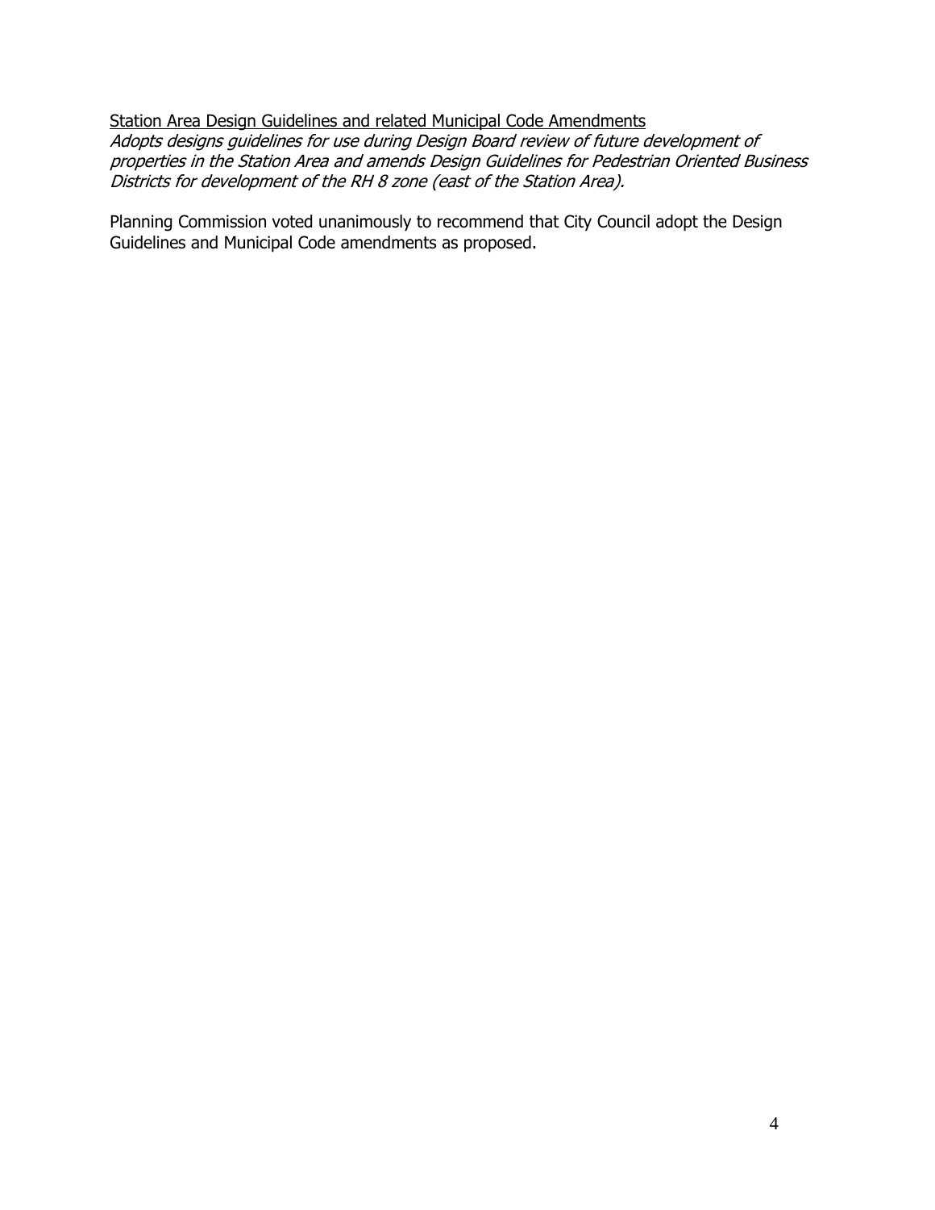<u>Station Area Design Guidelines and related Municipal Code Amendments</u>
*Adopts designs guidelines for use during Design Board review of future development of properties in the Station Area and amends Design Guidelines for Pedestrian Oriented Business Districts for development of the RH 8 zone (east of the Station Area).*

Planning Commission voted unanimously to recommend that City Council adopt the Design Guidelines and Municipal Code amendments as proposed.